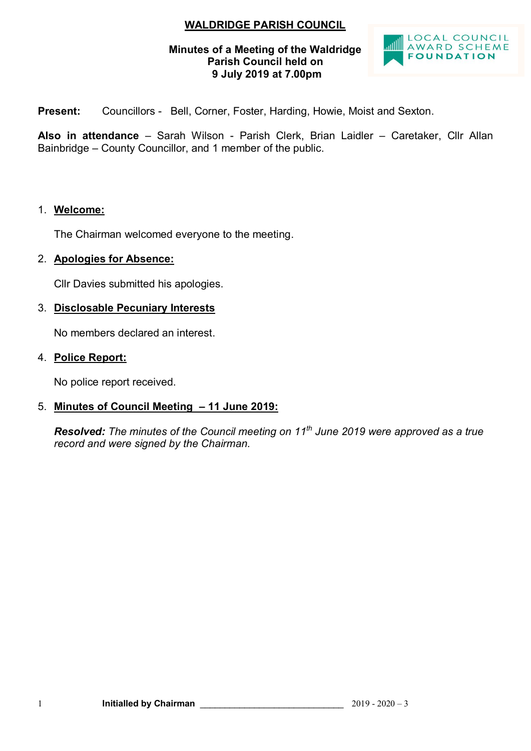# WALDRIDGE PARISH COUNCIL

**Minutes of a Meeting of the Waldridge Parish Council held on 9 July 2019 at 7.00pm**

**Present:** Councillors - Bell, Corner, Foster, Harding, Howie, Moist and Sexton.

**Also in attendance** – Sarah Wilson - Parish Clerk, Brian Laidler – Caretaker, Cllr Allan Bainbridge – County Councillor, and 1 member of the public.

1. **Welcome:**

   The Chairman welcomed everyone to the meeting.

2. **Apologies for Absence:**

   Cllr Davies submitted his apologies.

3. **Disclosable Pecuniary Interests**

   No members declared an interest.

4. **Police Report:**

   No police report received.

5. **Minutes of Council Meeting – 11 June 2019:**

   ***Resolved:*** *The minutes of the Council meeting on 11th June 2019 were approved as a true record and were signed by the Chairman.*

Initialled by Chairman ______________________________ 2019 - 2020 – 3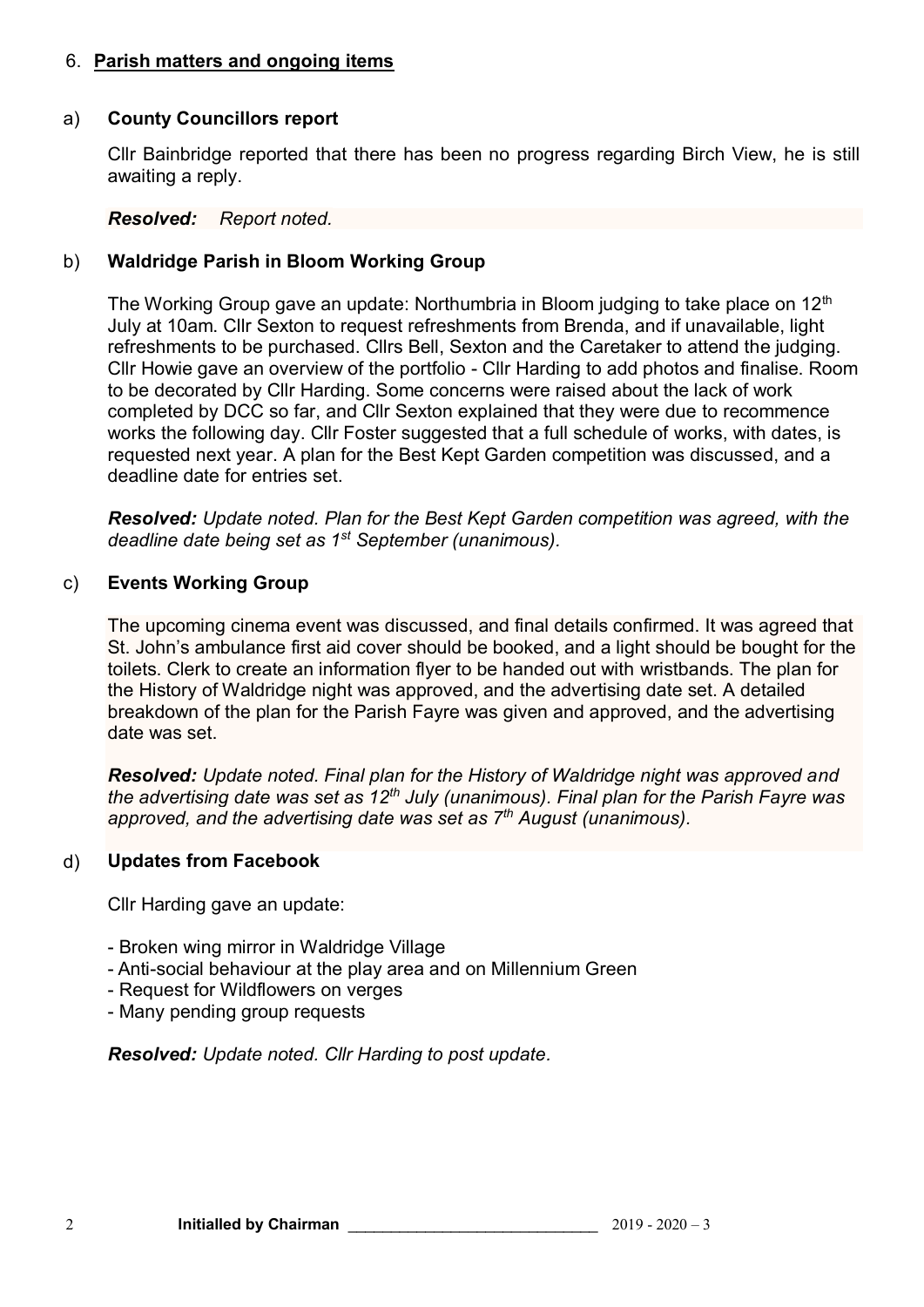## 6. **Parish matters and ongoing items**

### a) **County Councillors report**

Cllr Bainbridge reported that there has been no progress regarding Birch View, he is still awaiting a reply.

***Resolved:*** *Report noted.*

### b) **Waldridge Parish in Bloom Working Group**

The Working Group gave an update: Northumbria in Bloom judging to take place on 12th July at 10am. Cllr Sexton to request refreshments from Brenda, and if unavailable, light refreshments to be purchased. Cllrs Bell, Sexton and the Caretaker to attend the judging. Cllr Howie gave an overview of the portfolio - Cllr Harding to add photos and finalise. Room to be decorated by Cllr Harding. Some concerns were raised about the lack of work completed by DCC so far, and Cllr Sexton explained that they were due to recommence works the following day. Cllr Foster suggested that a full schedule of works, with dates, is requested next year. A plan for the Best Kept Garden competition was discussed, and a deadline date for entries set.

***Resolved:*** *Update noted. Plan for the Best Kept Garden competition was agreed, with the deadline date being set as 1st September (unanimous).*

### c) **Events Working Group**

The upcoming cinema event was discussed, and final details confirmed. It was agreed that St. John's ambulance first aid cover should be booked, and a light should be bought for the toilets. Clerk to create an information flyer to be handed out with wristbands. The plan for the History of Waldridge night was approved, and the advertising date set. A detailed breakdown of the plan for the Parish Fayre was given and approved, and the advertising date was set.

***Resolved:*** *Update noted. Final plan for the History of Waldridge night was approved and the advertising date was set as 12th July (unanimous). Final plan for the Parish Fayre was approved, and the advertising date was set as 7th August (unanimous).*

### d) **Updates from Facebook**

Cllr Harding gave an update:

- Broken wing mirror in Waldridge Village
- Anti-social behaviour at the play area and on Millennium Green
- Request for Wildflowers on verges
- Many pending group requests

***Resolved:*** *Update noted. Cllr Harding to post update.*

**Initialled by Chairman** ____________________________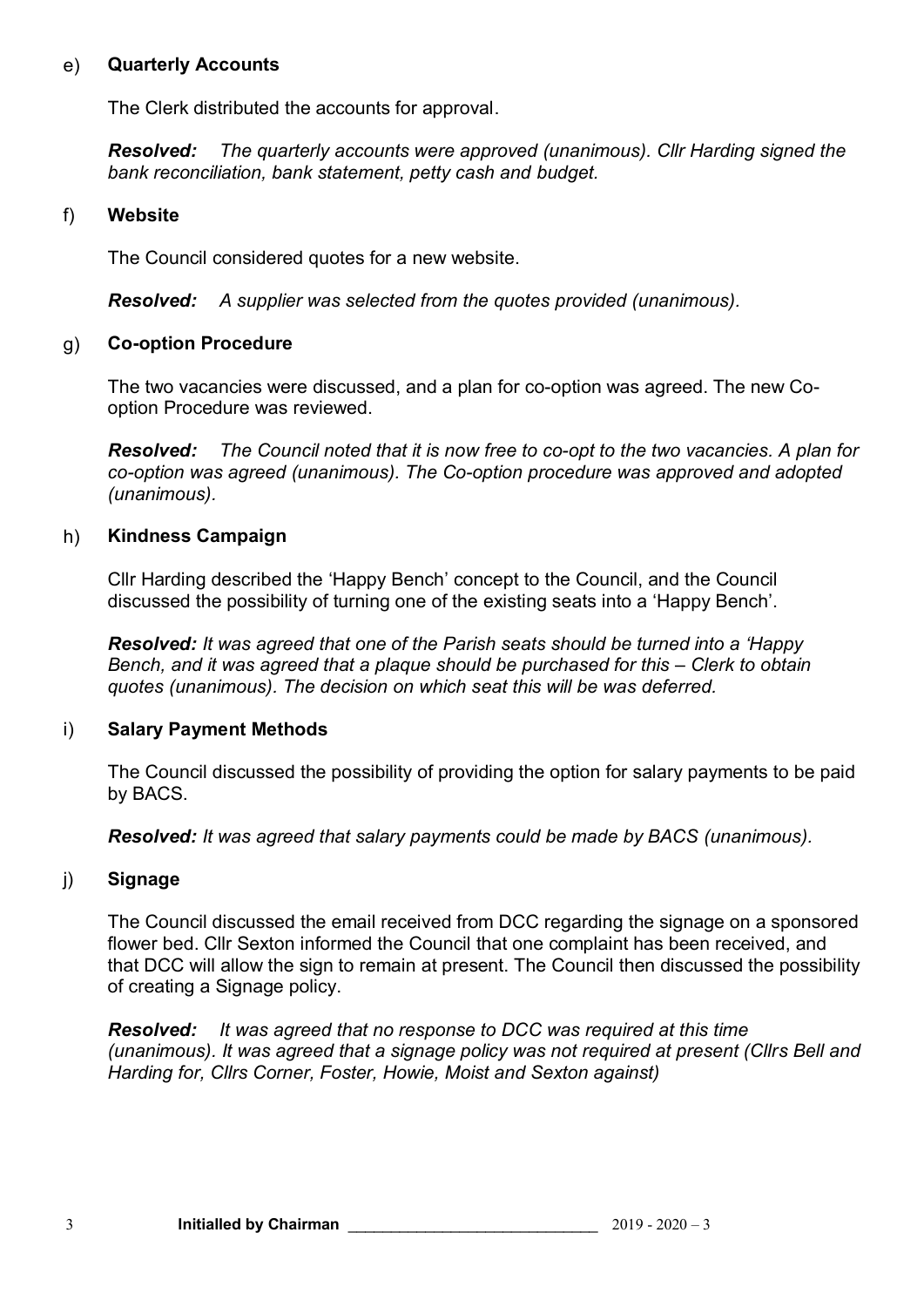e) **Quarterly Accounts**

The Clerk distributed the accounts for approval.

***Resolved:*** *The quarterly accounts were approved (unanimous). Cllr Harding signed the bank reconciliation, bank statement, petty cash and budget.*

f) **Website**

The Council considered quotes for a new website.

***Resolved:*** *A supplier was selected from the quotes provided (unanimous).*

g) **Co-option Procedure**

The two vacancies were discussed, and a plan for co-option was agreed. The new Co-option Procedure was reviewed.

***Resolved:*** *The Council noted that it is now free to co-opt to the two vacancies. A plan for co-option was agreed (unanimous). The Co-option procedure was approved and adopted (unanimous).*

h) **Kindness Campaign**

Cllr Harding described the 'Happy Bench' concept to the Council, and the Council discussed the possibility of turning one of the existing seats into a 'Happy Bench'.

***Resolved:*** *It was agreed that one of the Parish seats should be turned into a 'Happy Bench, and it was agreed that a plaque should be purchased for this – Clerk to obtain quotes (unanimous). The decision on which seat this will be was deferred.*

i) **Salary Payment Methods**

The Council discussed the possibility of providing the option for salary payments to be paid by BACS.

***Resolved:*** *It was agreed that salary payments could be made by BACS (unanimous).*

j) **Signage**

The Council discussed the email received from DCC regarding the signage on a sponsored flower bed. Cllr Sexton informed the Council that one complaint has been received, and that DCC will allow the sign to remain at present. The Council then discussed the possibility of creating a Signage policy.

***Resolved:*** *It was agreed that no response to DCC was required at this time (unanimous). It was agreed that a signage policy was not required at present (Cllrs Bell and Harding for, Cllrs Corner, Foster, Howie, Moist and Sexton against)*

**Initialled by Chairman** ____________________________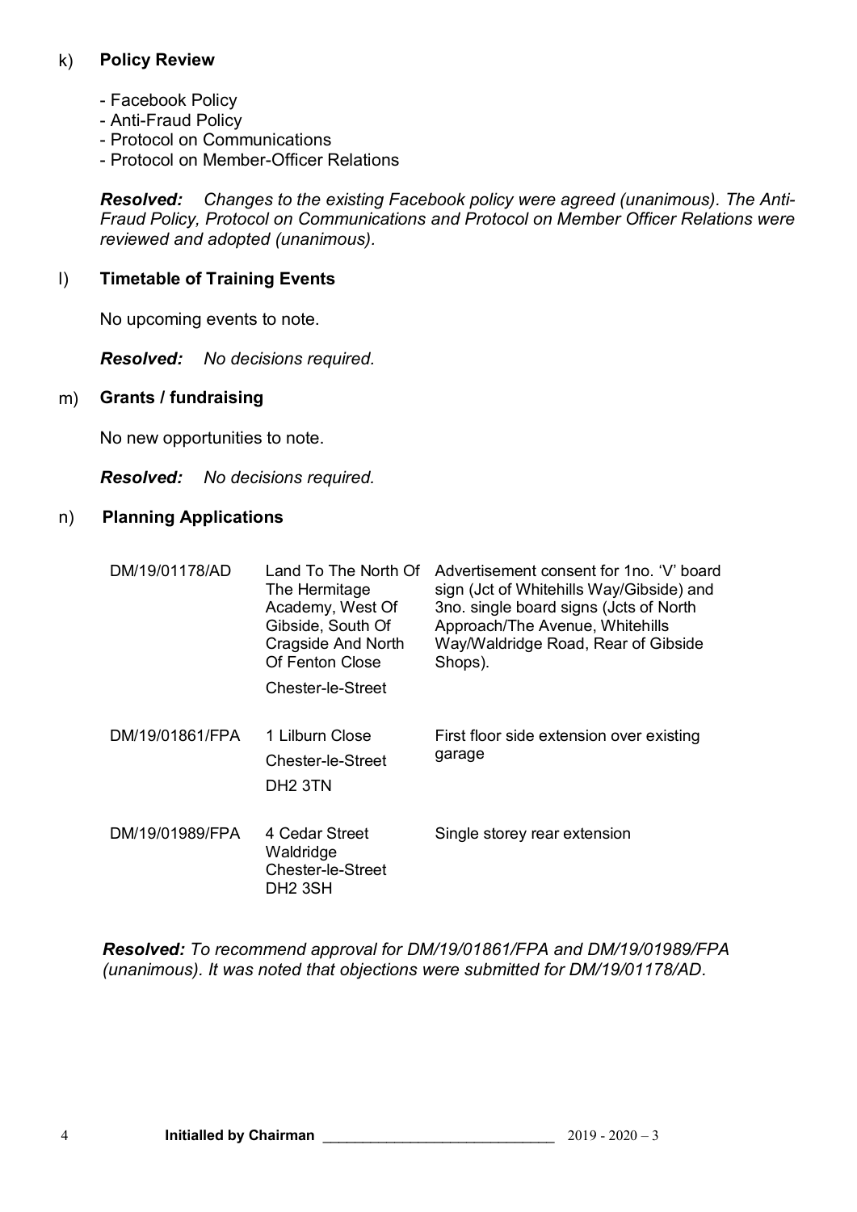k) **Policy Review**

- Facebook Policy
- Anti-Fraud Policy
- Protocol on Communications
- Protocol on Member-Officer Relations

***Resolved:*** *Changes to the existing Facebook policy were agreed (unanimous). The Anti-Fraud Policy, Protocol on Communications and Protocol on Member Officer Relations were reviewed and adopted (unanimous).*

l) **Timetable of Training Events**

No upcoming events to note.

***Resolved:*** *No decisions required.*

m) **Grants / fundraising**

No new opportunities to note.

***Resolved:*** *No decisions required.*

n) **Planning Applications**

| | | |
|---|---|---|
| DM/19/01178/AD | Land To The North Of The Hermitage Academy, West Of Gibside, South Of Cragside And North Of Fenton Close<br>Chester-le-Street | Advertisement consent for 1no. 'V' board sign (Jct of Whitehills Way/Gibside) and 3no. single board signs (Jcts of North Approach/The Avenue, Whitehills Way/Waldridge Road, Rear of Gibside Shops). |
| DM/19/01861/FPA | 1 Lilburn Close<br>Chester-le-Street<br>DH2 3TN | First floor side extension over existing garage |
| DM/19/01989/FPA | 4 Cedar Street<br>Waldridge<br>Chester-le-Street<br>DH2 3SH | Single storey rear extension |

***Resolved:*** *To recommend approval for DM/19/01861/FPA and DM/19/01989/FPA (unanimous). It was noted that objections were submitted for DM/19/01178/AD.*

**Initialled by Chairman** \_\_\_\_\_\_\_\_\_\_\_\_\_\_\_\_\_\_\_\_\_\_\_\_\_\_\_\_ 2019 - 2020 – 3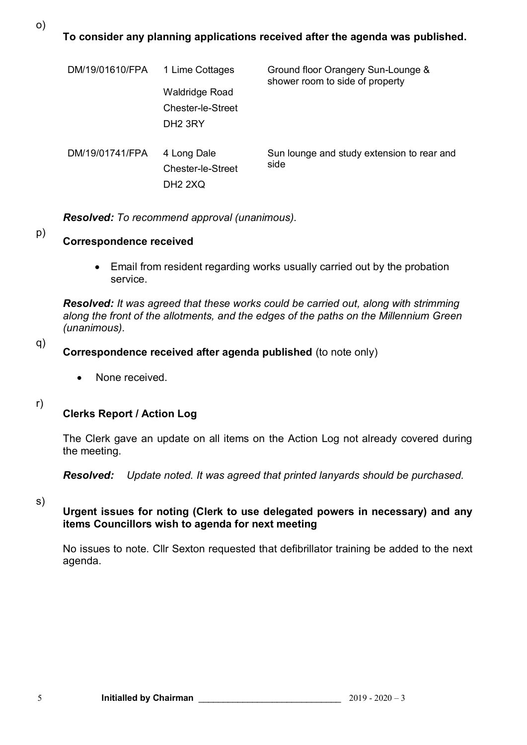o) **To consider any planning applications received after the agenda was published.**

| | | |
|---|---|---|
| DM/19/01610/FPA | 1 Lime Cottages<br>Waldridge Road<br>Chester-le-Street<br>DH2 3RY | Ground floor Orangery Sun-Lounge & shower room to side of property |
| DM/19/01741/FPA | 4 Long Dale<br>Chester-le-Street<br>DH2 2XQ | Sun lounge and study extension to rear and side |

***Resolved:*** *To recommend approval (unanimous).*

p) **Correspondence received**

- Email from resident regarding works usually carried out by the probation service.

***Resolved:*** *It was agreed that these works could be carried out, along with strimming along the front of the allotments, and the edges of the paths on the Millennium Green (unanimous).*

q) **Correspondence received after agenda published** (to note only)

- None received.

r) **Clerks Report / Action Log**

The Clerk gave an update on all items on the Action Log not already covered during the meeting.

***Resolved:*** *Update noted. It was agreed that printed lanyards should be purchased.*

s) **Urgent issues for noting (Clerk to use delegated powers in necessary) and any items Councillors wish to agenda for next meeting**

No issues to note. Cllr Sexton requested that defibrillator training be added to the next agenda.

**Initialled by Chairman** ____________________________ 2019 - 2020 – 3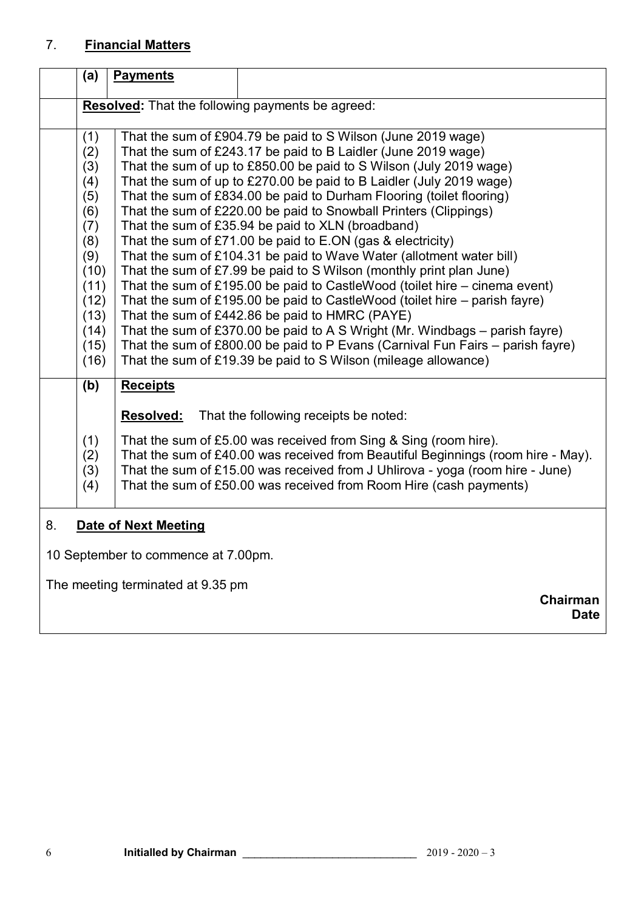## 7. **Financial Matters**

**(a) Payments**

**Resolved:** That the following payments be agreed:

(1) That the sum of £904.79 be paid to S Wilson (June 2019 wage)
(2) That the sum of £243.17 be paid to B Laidler (June 2019 wage)
(3) That the sum of up to £850.00 be paid to S Wilson (July 2019 wage)
(4) That the sum of up to £270.00 be paid to B Laidler (July 2019 wage)
(5) That the sum of £834.00 be paid to Durham Flooring (toilet flooring)
(6) That the sum of £220.00 be paid to Snowball Printers (Clippings)
(7) That the sum of £35.94 be paid to XLN (broadband)
(8) That the sum of £71.00 be paid to E.ON (gas & electricity)
(9) That the sum of £104.31 be paid to Wave Water (allotment water bill)
(10) That the sum of £7.99 be paid to S Wilson (monthly print plan June)
(11) That the sum of £195.00 be paid to CastleWood (toilet hire – cinema event)
(12) That the sum of £195.00 be paid to CastleWood (toilet hire – parish fayre)
(13) That the sum of £442.86 be paid to HMRC (PAYE)
(14) That the sum of £370.00 be paid to A S Wright (Mr. Windbags – parish fayre)
(15) That the sum of £800.00 be paid to P Evans (Carnival Fun Fairs – parish fayre)
(16) That the sum of £19.39 be paid to S Wilson (mileage allowance)

**(b) Receipts**

**Resolved:** That the following receipts be noted:

(1) That the sum of £5.00 was received from Sing & Sing (room hire).
(2) That the sum of £40.00 was received from Beautiful Beginnings (room hire - May).
(3) That the sum of £15.00 was received from J Uhlirova - yoga (room hire - June)
(4) That the sum of £50.00 was received from Room Hire (cash payments)

## 8. **Date of Next Meeting**

10 September to commence at 7.00pm.

The meeting terminated at 9.35 pm

**Chairman**
**Date**

**Initialled by Chairman** ____________________________ 2019 - 2020 – 3